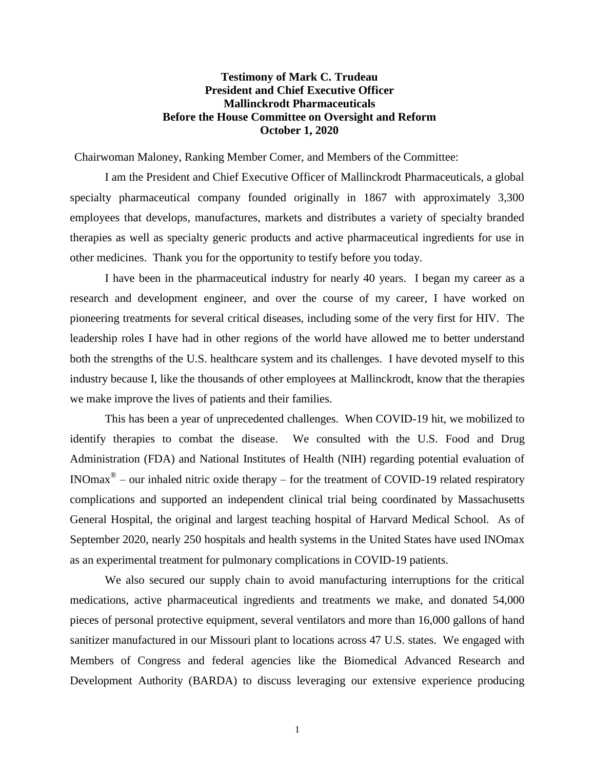**Testimony of Mark C. Trudeau**
**President and Chief Executive Officer**
**Mallinckrodt Pharmaceuticals**
**Before the House Committee on Oversight and Reform**
**October 1, 2020**

Chairwoman Maloney, Ranking Member Comer, and Members of the Committee:

I am the President and Chief Executive Officer of Mallinckrodt Pharmaceuticals, a global specialty pharmaceutical company founded originally in 1867 with approximately 3,300 employees that develops, manufactures, markets and distributes a variety of specialty branded therapies as well as specialty generic products and active pharmaceutical ingredients for use in other medicines. Thank you for the opportunity to testify before you today.

I have been in the pharmaceutical industry for nearly 40 years. I began my career as a research and development engineer, and over the course of my career, I have worked on pioneering treatments for several critical diseases, including some of the very first for HIV. The leadership roles I have had in other regions of the world have allowed me to better understand both the strengths of the U.S. healthcare system and its challenges. I have devoted myself to this industry because I, like the thousands of other employees at Mallinckrodt, know that the therapies we make improve the lives of patients and their families.

This has been a year of unprecedented challenges. When COVID-19 hit, we mobilized to identify therapies to combat the disease. We consulted with the U.S. Food and Drug Administration (FDA) and National Institutes of Health (NIH) regarding potential evaluation of INOmax® – our inhaled nitric oxide therapy – for the treatment of COVID-19 related respiratory complications and supported an independent clinical trial being coordinated by Massachusetts General Hospital, the original and largest teaching hospital of Harvard Medical School. As of September 2020, nearly 250 hospitals and health systems in the United States have used INOmax as an experimental treatment for pulmonary complications in COVID-19 patients.

We also secured our supply chain to avoid manufacturing interruptions for the critical medications, active pharmaceutical ingredients and treatments we make, and donated 54,000 pieces of personal protective equipment, several ventilators and more than 16,000 gallons of hand sanitizer manufactured in our Missouri plant to locations across 47 U.S. states. We engaged with Members of Congress and federal agencies like the Biomedical Advanced Research and Development Authority (BARDA) to discuss leveraging our extensive experience producing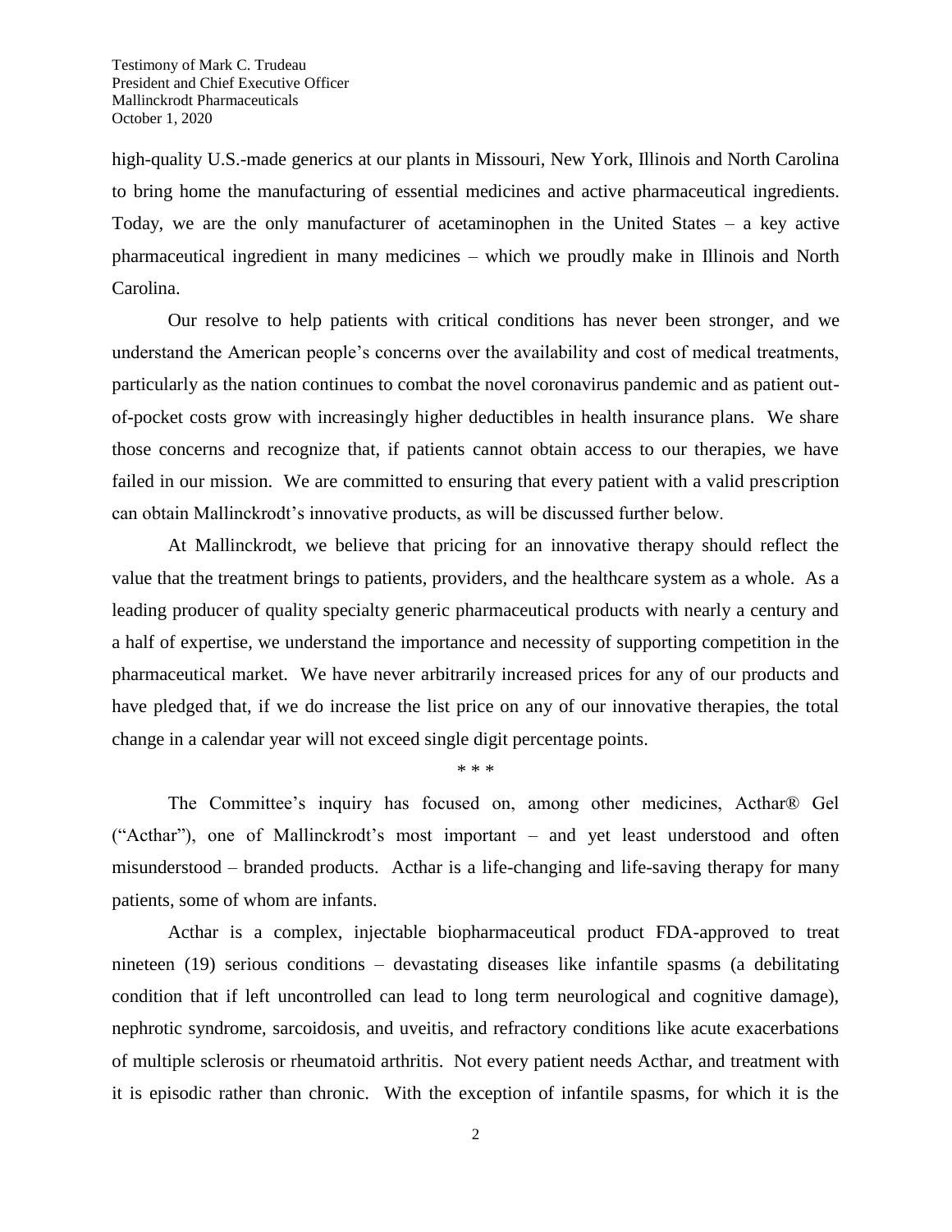high-quality U.S.-made generics at our plants in Missouri, New York, Illinois and North Carolina to bring home the manufacturing of essential medicines and active pharmaceutical ingredients. Today, we are the only manufacturer of acetaminophen in the United States – a key active pharmaceutical ingredient in many medicines – which we proudly make in Illinois and North Carolina.

Our resolve to help patients with critical conditions has never been stronger, and we understand the American people's concerns over the availability and cost of medical treatments, particularly as the nation continues to combat the novel coronavirus pandemic and as patient out-of-pocket costs grow with increasingly higher deductibles in health insurance plans. We share those concerns and recognize that, if patients cannot obtain access to our therapies, we have failed in our mission. We are committed to ensuring that every patient with a valid prescription can obtain Mallinckrodt's innovative products, as will be discussed further below.

At Mallinckrodt, we believe that pricing for an innovative therapy should reflect the value that the treatment brings to patients, providers, and the healthcare system as a whole. As a leading producer of quality specialty generic pharmaceutical products with nearly a century and a half of expertise, we understand the importance and necessity of supporting competition in the pharmaceutical market. We have never arbitrarily increased prices for any of our products and have pledged that, if we do increase the list price on any of our innovative therapies, the total change in a calendar year will not exceed single digit percentage points.

\* \* \*

The Committee's inquiry has focused on, among other medicines, Acthar® Gel ("Acthar"), one of Mallinckrodt's most important – and yet least understood and often misunderstood – branded products. Acthar is a life-changing and life-saving therapy for many patients, some of whom are infants.

Acthar is a complex, injectable biopharmaceutical product FDA-approved to treat nineteen (19) serious conditions – devastating diseases like infantile spasms (a debilitating condition that if left uncontrolled can lead to long term neurological and cognitive damage), nephrotic syndrome, sarcoidosis, and uveitis, and refractory conditions like acute exacerbations of multiple sclerosis or rheumatoid arthritis. Not every patient needs Acthar, and treatment with it is episodic rather than chronic. With the exception of infantile spasms, for which it is the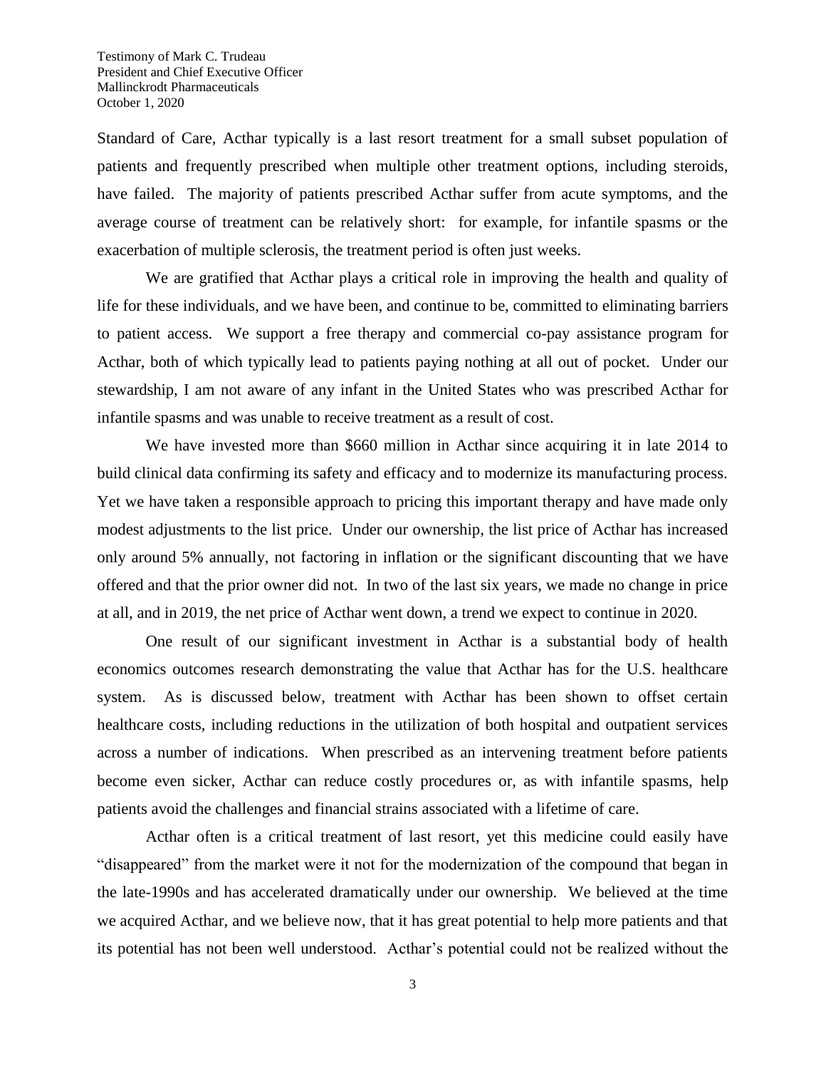Standard of Care, Acthar typically is a last resort treatment for a small subset population of patients and frequently prescribed when multiple other treatment options, including steroids, have failed. The majority of patients prescribed Acthar suffer from acute symptoms, and the average course of treatment can be relatively short: for example, for infantile spasms or the exacerbation of multiple sclerosis, the treatment period is often just weeks.

We are gratified that Acthar plays a critical role in improving the health and quality of life for these individuals, and we have been, and continue to be, committed to eliminating barriers to patient access. We support a free therapy and commercial co-pay assistance program for Acthar, both of which typically lead to patients paying nothing at all out of pocket. Under our stewardship, I am not aware of any infant in the United States who was prescribed Acthar for infantile spasms and was unable to receive treatment as a result of cost.

We have invested more than $660 million in Acthar since acquiring it in late 2014 to build clinical data confirming its safety and efficacy and to modernize its manufacturing process. Yet we have taken a responsible approach to pricing this important therapy and have made only modest adjustments to the list price. Under our ownership, the list price of Acthar has increased only around 5% annually, not factoring in inflation or the significant discounting that we have offered and that the prior owner did not. In two of the last six years, we made no change in price at all, and in 2019, the net price of Acthar went down, a trend we expect to continue in 2020.

One result of our significant investment in Acthar is a substantial body of health economics outcomes research demonstrating the value that Acthar has for the U.S. healthcare system. As is discussed below, treatment with Acthar has been shown to offset certain healthcare costs, including reductions in the utilization of both hospital and outpatient services across a number of indications. When prescribed as an intervening treatment before patients become even sicker, Acthar can reduce costly procedures or, as with infantile spasms, help patients avoid the challenges and financial strains associated with a lifetime of care.

Acthar often is a critical treatment of last resort, yet this medicine could easily have "disappeared" from the market were it not for the modernization of the compound that began in the late-1990s and has accelerated dramatically under our ownership. We believed at the time we acquired Acthar, and we believe now, that it has great potential to help more patients and that its potential has not been well understood. Acthar's potential could not be realized without the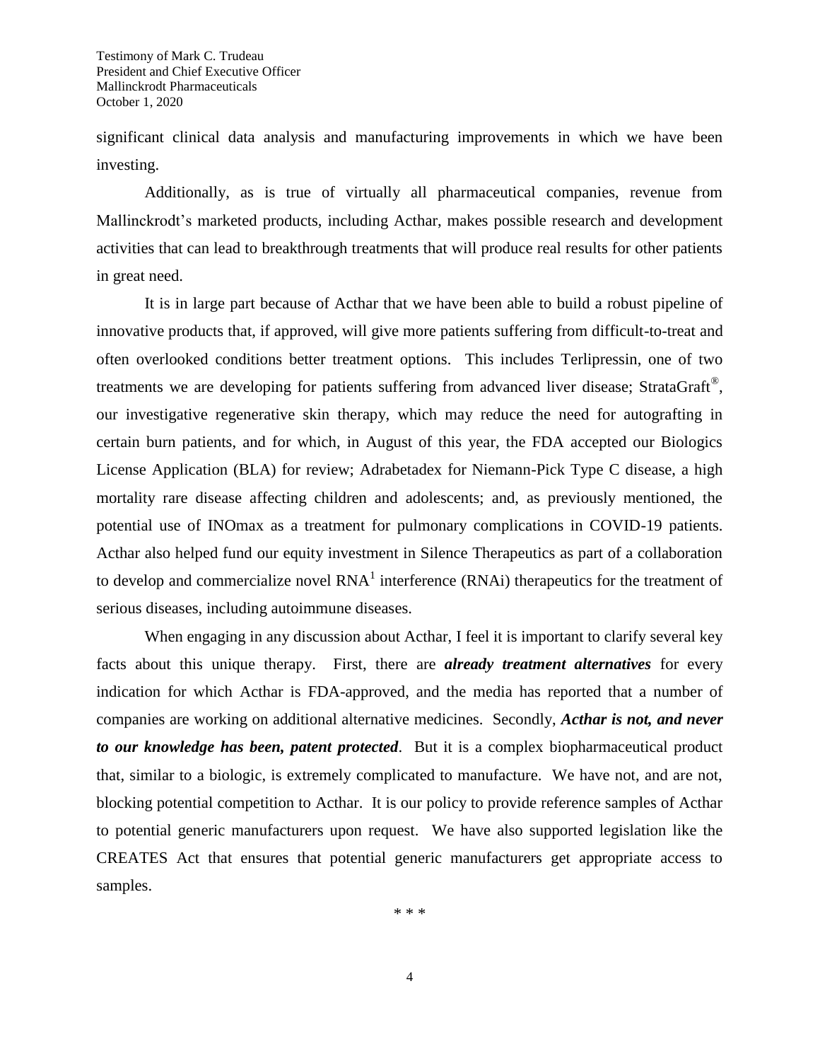significant clinical data analysis and manufacturing improvements in which we have been investing.

Additionally, as is true of virtually all pharmaceutical companies, revenue from Mallinckrodt's marketed products, including Acthar, makes possible research and development activities that can lead to breakthrough treatments that will produce real results for other patients in great need.

It is in large part because of Acthar that we have been able to build a robust pipeline of innovative products that, if approved, will give more patients suffering from difficult-to-treat and often overlooked conditions better treatment options. This includes Terlipressin, one of two treatments we are developing for patients suffering from advanced liver disease; StrataGraft®, our investigative regenerative skin therapy, which may reduce the need for autografting in certain burn patients, and for which, in August of this year, the FDA accepted our Biologics License Application (BLA) for review; Adrabetadex for Niemann-Pick Type C disease, a high mortality rare disease affecting children and adolescents; and, as previously mentioned, the potential use of INOmax as a treatment for pulmonary complications in COVID-19 patients. Acthar also helped fund our equity investment in Silence Therapeutics as part of a collaboration to develop and commercialize novel RNA[1] interference (RNAi) therapeutics for the treatment of serious diseases, including autoimmune diseases.

When engaging in any discussion about Acthar, I feel it is important to clarify several key facts about this unique therapy. First, there are ***already treatment alternatives*** for every indication for which Acthar is FDA-approved, and the media has reported that a number of companies are working on additional alternative medicines. Secondly, ***Acthar is not, and never to our knowledge has been, patent protected***. But it is a complex biopharmaceutical product that, similar to a biologic, is extremely complicated to manufacture. We have not, and are not, blocking potential competition to Acthar. It is our policy to provide reference samples of Acthar to potential generic manufacturers upon request. We have also supported legislation like the CREATES Act that ensures that potential generic manufacturers get appropriate access to samples.

\* \* \*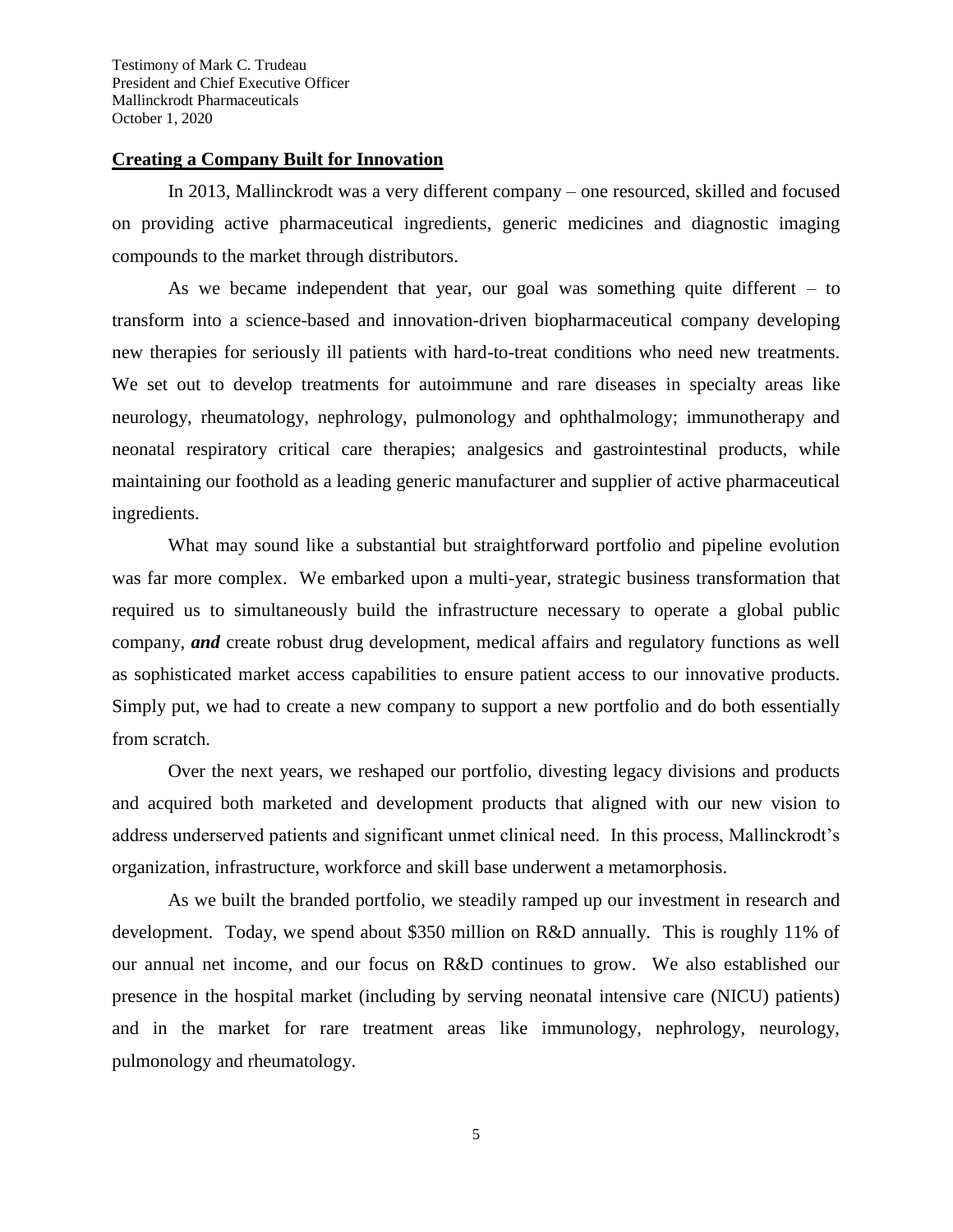## Creating a Company Built for Innovation

In 2013, Mallinckrodt was a very different company – one resourced, skilled and focused on providing active pharmaceutical ingredients, generic medicines and diagnostic imaging compounds to the market through distributors.

As we became independent that year, our goal was something quite different – to transform into a science-based and innovation-driven biopharmaceutical company developing new therapies for seriously ill patients with hard-to-treat conditions who need new treatments. We set out to develop treatments for autoimmune and rare diseases in specialty areas like neurology, rheumatology, nephrology, pulmonology and ophthalmology; immunotherapy and neonatal respiratory critical care therapies; analgesics and gastrointestinal products, while maintaining our foothold as a leading generic manufacturer and supplier of active pharmaceutical ingredients.

What may sound like a substantial but straightforward portfolio and pipeline evolution was far more complex. We embarked upon a multi-year, strategic business transformation that required us to simultaneously build the infrastructure necessary to operate a global public company, ***and*** create robust drug development, medical affairs and regulatory functions as well as sophisticated market access capabilities to ensure patient access to our innovative products. Simply put, we had to create a new company to support a new portfolio and do both essentially from scratch.

Over the next years, we reshaped our portfolio, divesting legacy divisions and products and acquired both marketed and development products that aligned with our new vision to address underserved patients and significant unmet clinical need. In this process, Mallinckrodt's organization, infrastructure, workforce and skill base underwent a metamorphosis.

As we built the branded portfolio, we steadily ramped up our investment in research and development. Today, we spend about $350 million on R&D annually. This is roughly 11% of our annual net income, and our focus on R&D continues to grow. We also established our presence in the hospital market (including by serving neonatal intensive care (NICU) patients) and in the market for rare treatment areas like immunology, nephrology, neurology, pulmonology and rheumatology.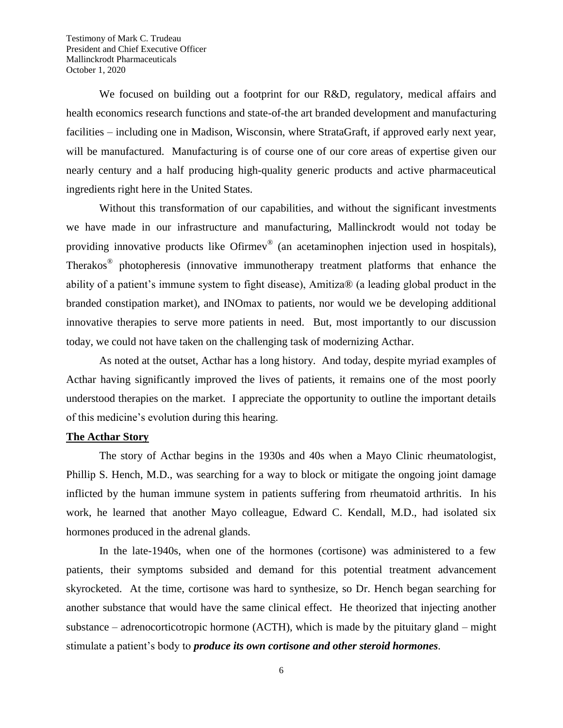We focused on building out a footprint for our R&D, regulatory, medical affairs and health economics research functions and state-of-the art branded development and manufacturing facilities – including one in Madison, Wisconsin, where StrataGraft, if approved early next year, will be manufactured. Manufacturing is of course one of our core areas of expertise given our nearly century and a half producing high-quality generic products and active pharmaceutical ingredients right here in the United States.

Without this transformation of our capabilities, and without the significant investments we have made in our infrastructure and manufacturing, Mallinckrodt would not today be providing innovative products like Ofirmev® (an acetaminophen injection used in hospitals), Therakos® photopheresis (innovative immunotherapy treatment platforms that enhance the ability of a patient's immune system to fight disease), Amitiza® (a leading global product in the branded constipation market), and INOmax to patients, nor would we be developing additional innovative therapies to serve more patients in need. But, most importantly to our discussion today, we could not have taken on the challenging task of modernizing Acthar.

As noted at the outset, Acthar has a long history. And today, despite myriad examples of Acthar having significantly improved the lives of patients, it remains one of the most poorly understood therapies on the market. I appreciate the opportunity to outline the important details of this medicine's evolution during this hearing.

**The Acthar Story**

The story of Acthar begins in the 1930s and 40s when a Mayo Clinic rheumatologist, Phillip S. Hench, M.D., was searching for a way to block or mitigate the ongoing joint damage inflicted by the human immune system in patients suffering from rheumatoid arthritis. In his work, he learned that another Mayo colleague, Edward C. Kendall, M.D., had isolated six hormones produced in the adrenal glands.

In the late-1940s, when one of the hormones (cortisone) was administered to a few patients, their symptoms subsided and demand for this potential treatment advancement skyrocketed. At the time, cortisone was hard to synthesize, so Dr. Hench began searching for another substance that would have the same clinical effect. He theorized that injecting another substance – adrenocorticotropic hormone (ACTH), which is made by the pituitary gland – might stimulate a patient's body to ***produce its own cortisone and other steroid hormones***.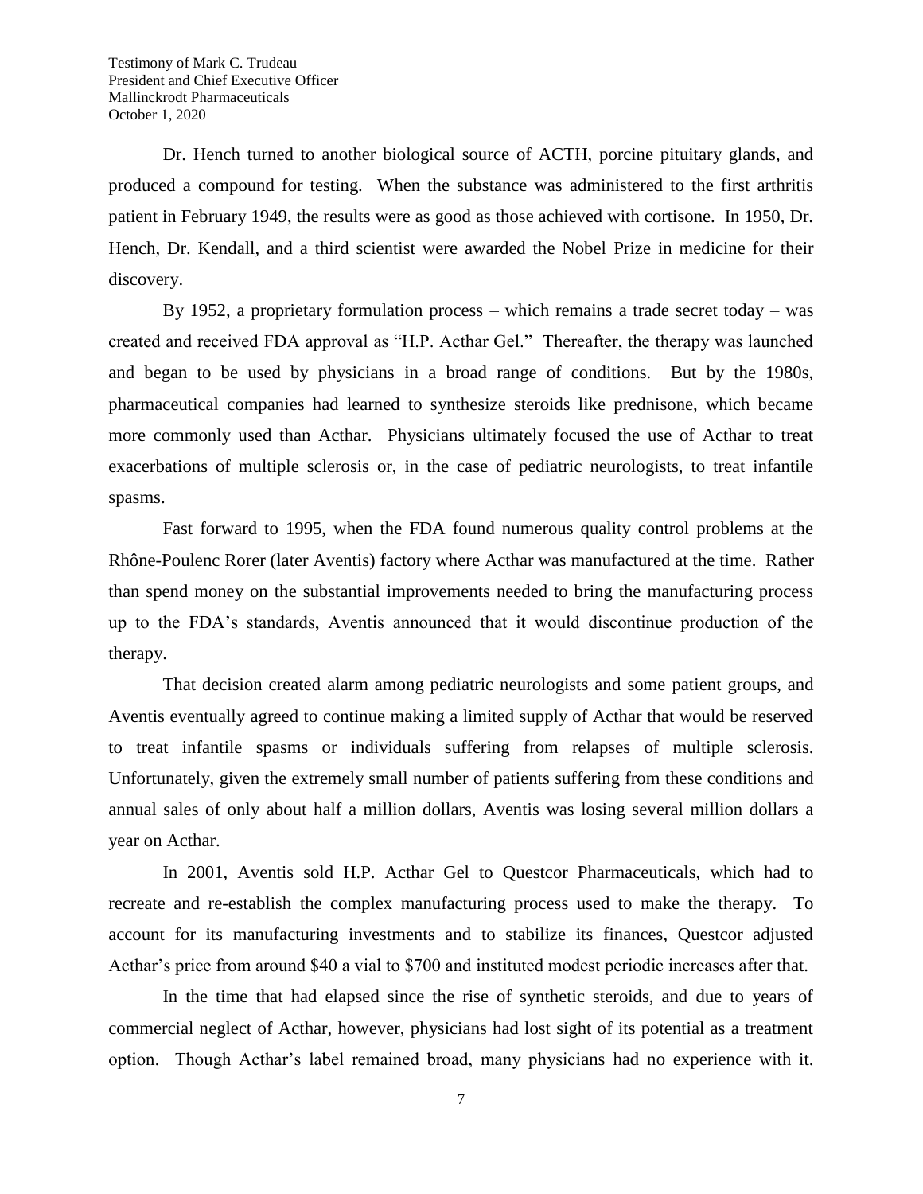Dr. Hench turned to another biological source of ACTH, porcine pituitary glands, and produced a compound for testing. When the substance was administered to the first arthritis patient in February 1949, the results were as good as those achieved with cortisone. In 1950, Dr. Hench, Dr. Kendall, and a third scientist were awarded the Nobel Prize in medicine for their discovery.

By 1952, a proprietary formulation process – which remains a trade secret today – was created and received FDA approval as "H.P. Acthar Gel." Thereafter, the therapy was launched and began to be used by physicians in a broad range of conditions. But by the 1980s, pharmaceutical companies had learned to synthesize steroids like prednisone, which became more commonly used than Acthar. Physicians ultimately focused the use of Acthar to treat exacerbations of multiple sclerosis or, in the case of pediatric neurologists, to treat infantile spasms.

Fast forward to 1995, when the FDA found numerous quality control problems at the Rhône-Poulenc Rorer (later Aventis) factory where Acthar was manufactured at the time. Rather than spend money on the substantial improvements needed to bring the manufacturing process up to the FDA's standards, Aventis announced that it would discontinue production of the therapy.

That decision created alarm among pediatric neurologists and some patient groups, and Aventis eventually agreed to continue making a limited supply of Acthar that would be reserved to treat infantile spasms or individuals suffering from relapses of multiple sclerosis. Unfortunately, given the extremely small number of patients suffering from these conditions and annual sales of only about half a million dollars, Aventis was losing several million dollars a year on Acthar.

In 2001, Aventis sold H.P. Acthar Gel to Questcor Pharmaceuticals, which had to recreate and re-establish the complex manufacturing process used to make the therapy. To account for its manufacturing investments and to stabilize its finances, Questcor adjusted Acthar's price from around $40 a vial to $700 and instituted modest periodic increases after that.

In the time that had elapsed since the rise of synthetic steroids, and due to years of commercial neglect of Acthar, however, physicians had lost sight of its potential as a treatment option. Though Acthar's label remained broad, many physicians had no experience with it.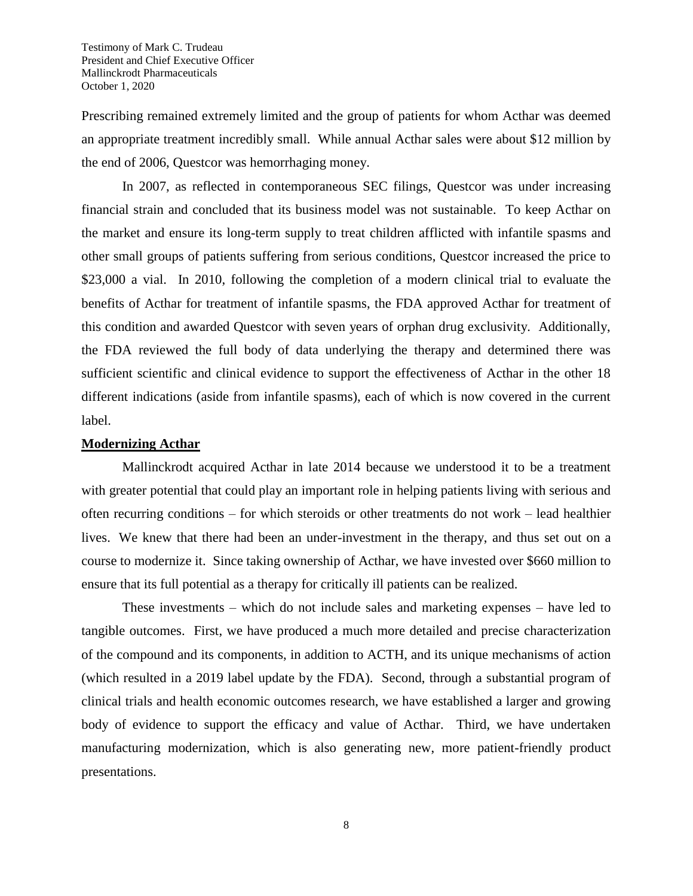Prescribing remained extremely limited and the group of patients for whom Acthar was deemed an appropriate treatment incredibly small. While annual Acthar sales were about $12 million by the end of 2006, Questcor was hemorrhaging money.

In 2007, as reflected in contemporaneous SEC filings, Questcor was under increasing financial strain and concluded that its business model was not sustainable. To keep Acthar on the market and ensure its long-term supply to treat children afflicted with infantile spasms and other small groups of patients suffering from serious conditions, Questcor increased the price to $23,000 a vial. In 2010, following the completion of a modern clinical trial to evaluate the benefits of Acthar for treatment of infantile spasms, the FDA approved Acthar for treatment of this condition and awarded Questcor with seven years of orphan drug exclusivity. Additionally, the FDA reviewed the full body of data underlying the therapy and determined there was sufficient scientific and clinical evidence to support the effectiveness of Acthar in the other 18 different indications (aside from infantile spasms), each of which is now covered in the current label.

**Modernizing Acthar**

Mallinckrodt acquired Acthar in late 2014 because we understood it to be a treatment with greater potential that could play an important role in helping patients living with serious and often recurring conditions – for which steroids or other treatments do not work – lead healthier lives. We knew that there had been an under-investment in the therapy, and thus set out on a course to modernize it. Since taking ownership of Acthar, we have invested over $660 million to ensure that its full potential as a therapy for critically ill patients can be realized.

These investments – which do not include sales and marketing expenses – have led to tangible outcomes. First, we have produced a much more detailed and precise characterization of the compound and its components, in addition to ACTH, and its unique mechanisms of action (which resulted in a 2019 label update by the FDA). Second, through a substantial program of clinical trials and health economic outcomes research, we have established a larger and growing body of evidence to support the efficacy and value of Acthar. Third, we have undertaken manufacturing modernization, which is also generating new, more patient-friendly product presentations.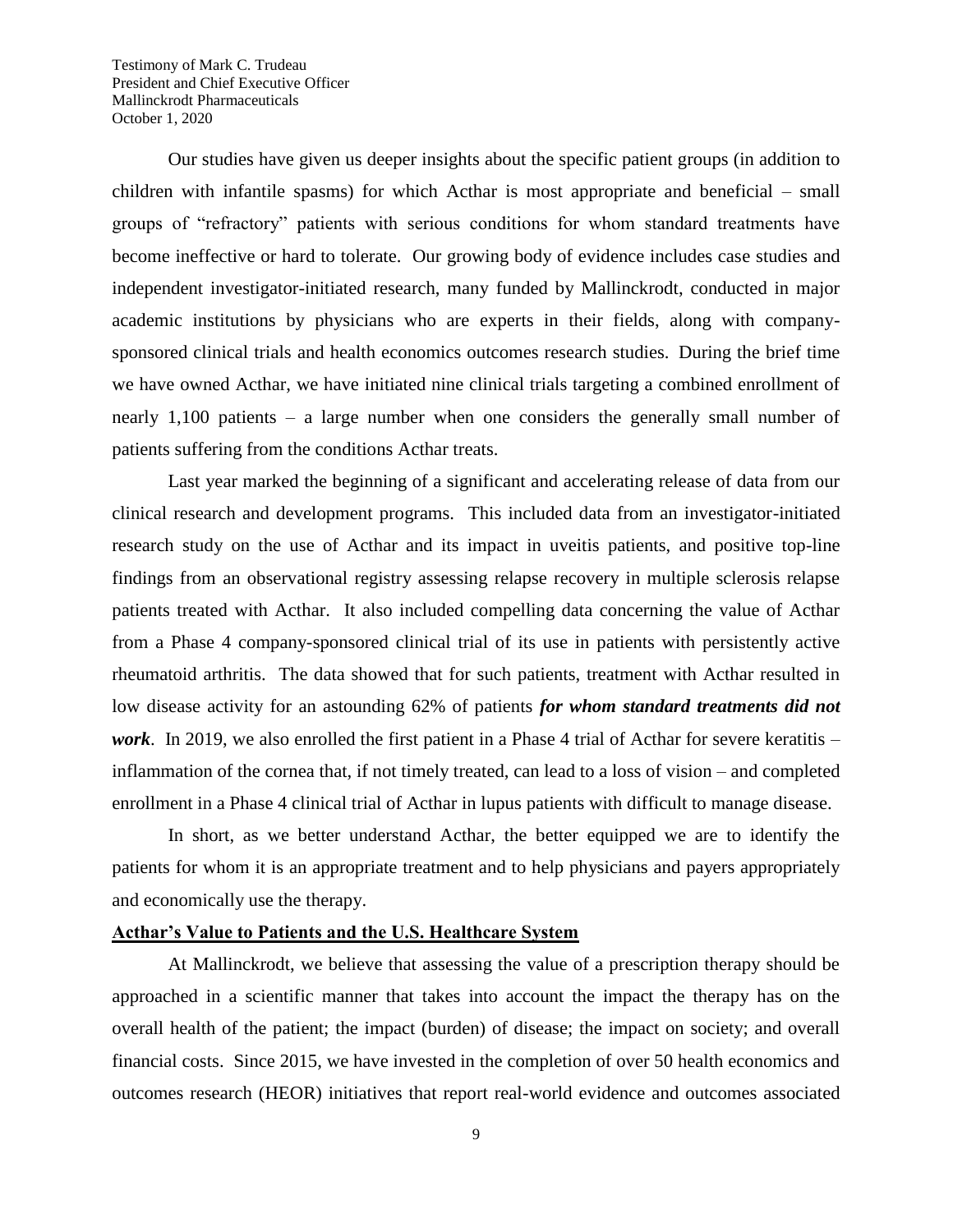Our studies have given us deeper insights about the specific patient groups (in addition to children with infantile spasms) for which Acthar is most appropriate and beneficial – small groups of "refractory" patients with serious conditions for whom standard treatments have become ineffective or hard to tolerate. Our growing body of evidence includes case studies and independent investigator-initiated research, many funded by Mallinckrodt, conducted in major academic institutions by physicians who are experts in their fields, along with company-sponsored clinical trials and health economics outcomes research studies. During the brief time we have owned Acthar, we have initiated nine clinical trials targeting a combined enrollment of nearly 1,100 patients – a large number when one considers the generally small number of patients suffering from the conditions Acthar treats.

Last year marked the beginning of a significant and accelerating release of data from our clinical research and development programs. This included data from an investigator-initiated research study on the use of Acthar and its impact in uveitis patients, and positive top-line findings from an observational registry assessing relapse recovery in multiple sclerosis relapse patients treated with Acthar. It also included compelling data concerning the value of Acthar from a Phase 4 company-sponsored clinical trial of its use in patients with persistently active rheumatoid arthritis. The data showed that for such patients, treatment with Acthar resulted in low disease activity for an astounding 62% of patients ***for whom standard treatments did not work***. In 2019, we also enrolled the first patient in a Phase 4 trial of Acthar for severe keratitis – inflammation of the cornea that, if not timely treated, can lead to a loss of vision – and completed enrollment in a Phase 4 clinical trial of Acthar in lupus patients with difficult to manage disease.

In short, as we better understand Acthar, the better equipped we are to identify the patients for whom it is an appropriate treatment and to help physicians and payers appropriately and economically use the therapy.

## Acthar's Value to Patients and the U.S. Healthcare System

At Mallinckrodt, we believe that assessing the value of a prescription therapy should be approached in a scientific manner that takes into account the impact the therapy has on the overall health of the patient; the impact (burden) of disease; the impact on society; and overall financial costs. Since 2015, we have invested in the completion of over 50 health economics and outcomes research (HEOR) initiatives that report real-world evidence and outcomes associated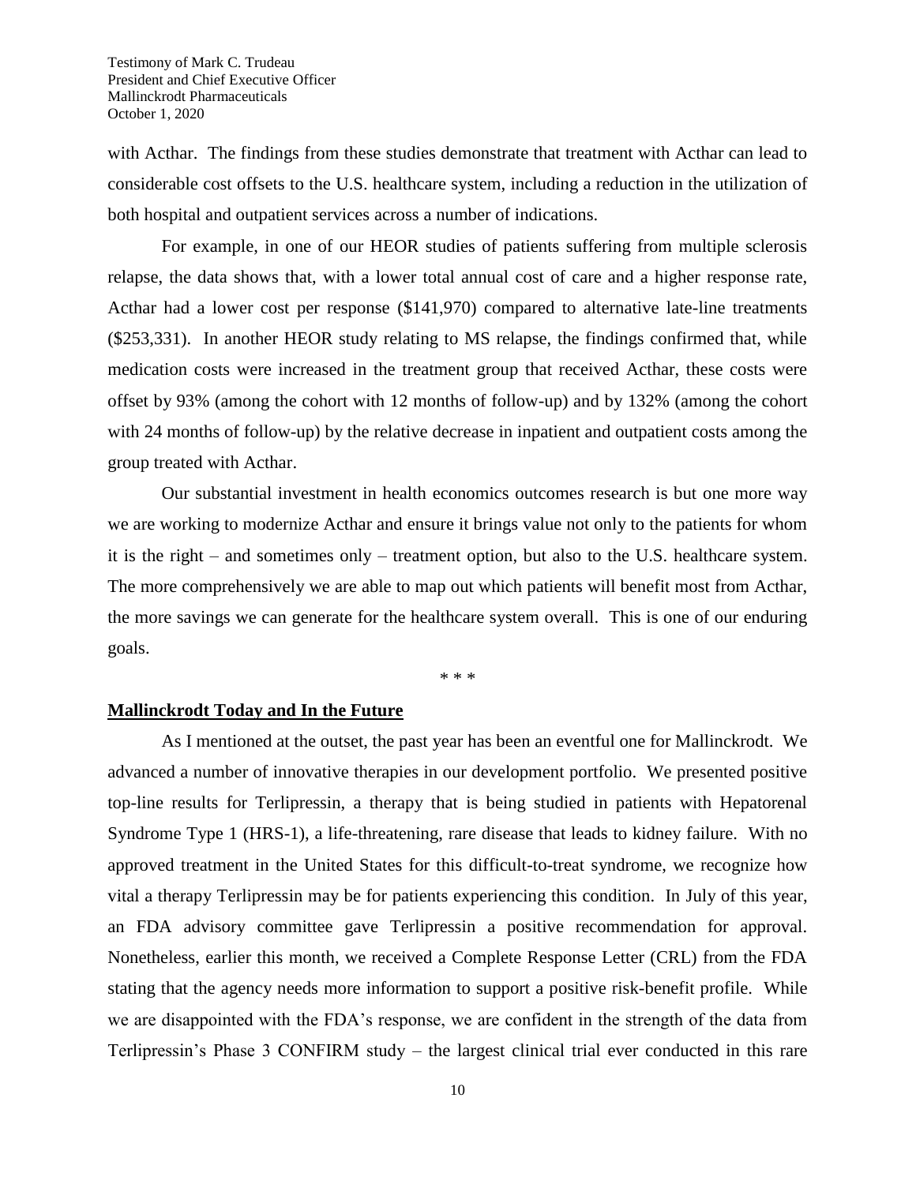with Acthar. The findings from these studies demonstrate that treatment with Acthar can lead to considerable cost offsets to the U.S. healthcare system, including a reduction in the utilization of both hospital and outpatient services across a number of indications.

For example, in one of our HEOR studies of patients suffering from multiple sclerosis relapse, the data shows that, with a lower total annual cost of care and a higher response rate, Acthar had a lower cost per response ($141,970) compared to alternative late-line treatments ($253,331). In another HEOR study relating to MS relapse, the findings confirmed that, while medication costs were increased in the treatment group that received Acthar, these costs were offset by 93% (among the cohort with 12 months of follow-up) and by 132% (among the cohort with 24 months of follow-up) by the relative decrease in inpatient and outpatient costs among the group treated with Acthar.

Our substantial investment in health economics outcomes research is but one more way we are working to modernize Acthar and ensure it brings value not only to the patients for whom it is the right – and sometimes only – treatment option, but also to the U.S. healthcare system. The more comprehensively we are able to map out which patients will benefit most from Acthar, the more savings we can generate for the healthcare system overall. This is one of our enduring goals.

\* \* \*

## Mallinckrodt Today and In the Future

As I mentioned at the outset, the past year has been an eventful one for Mallinckrodt. We advanced a number of innovative therapies in our development portfolio. We presented positive top-line results for Terlipressin, a therapy that is being studied in patients with Hepatorenal Syndrome Type 1 (HRS-1), a life-threatening, rare disease that leads to kidney failure. With no approved treatment in the United States for this difficult-to-treat syndrome, we recognize how vital a therapy Terlipressin may be for patients experiencing this condition. In July of this year, an FDA advisory committee gave Terlipressin a positive recommendation for approval. Nonetheless, earlier this month, we received a Complete Response Letter (CRL) from the FDA stating that the agency needs more information to support a positive risk-benefit profile. While we are disappointed with the FDA's response, we are confident in the strength of the data from Terlipressin's Phase 3 CONFIRM study – the largest clinical trial ever conducted in this rare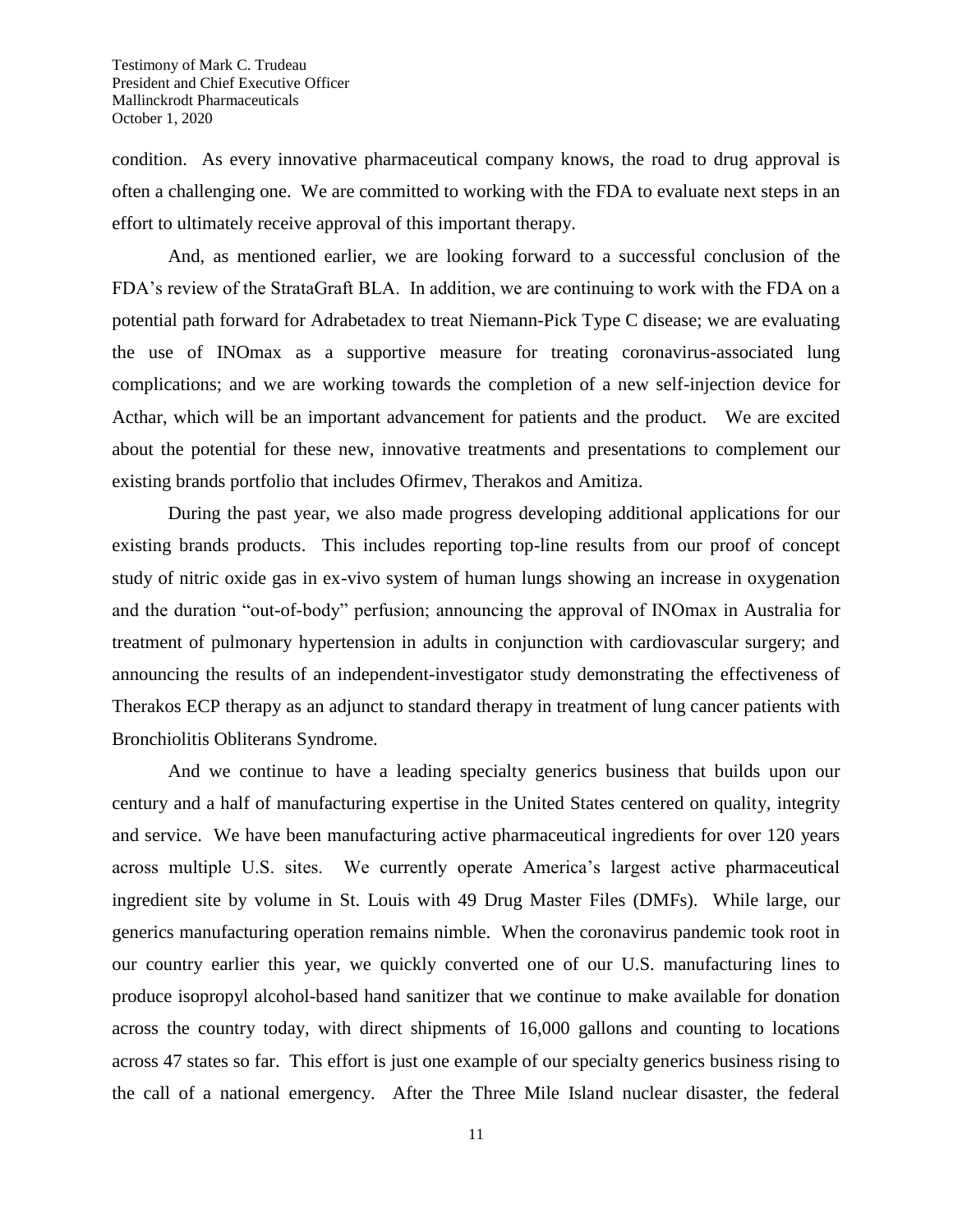condition. As every innovative pharmaceutical company knows, the road to drug approval is often a challenging one. We are committed to working with the FDA to evaluate next steps in an effort to ultimately receive approval of this important therapy.

And, as mentioned earlier, we are looking forward to a successful conclusion of the FDA's review of the StrataGraft BLA. In addition, we are continuing to work with the FDA on a potential path forward for Adrabetadex to treat Niemann-Pick Type C disease; we are evaluating the use of INOmax as a supportive measure for treating coronavirus-associated lung complications; and we are working towards the completion of a new self-injection device for Acthar, which will be an important advancement for patients and the product. We are excited about the potential for these new, innovative treatments and presentations to complement our existing brands portfolio that includes Ofirmev, Therakos and Amitiza.

During the past year, we also made progress developing additional applications for our existing brands products. This includes reporting top-line results from our proof of concept study of nitric oxide gas in ex-vivo system of human lungs showing an increase in oxygenation and the duration "out-of-body" perfusion; announcing the approval of INOmax in Australia for treatment of pulmonary hypertension in adults in conjunction with cardiovascular surgery; and announcing the results of an independent-investigator study demonstrating the effectiveness of Therakos ECP therapy as an adjunct to standard therapy in treatment of lung cancer patients with Bronchiolitis Obliterans Syndrome.

And we continue to have a leading specialty generics business that builds upon our century and a half of manufacturing expertise in the United States centered on quality, integrity and service. We have been manufacturing active pharmaceutical ingredients for over 120 years across multiple U.S. sites. We currently operate America's largest active pharmaceutical ingredient site by volume in St. Louis with 49 Drug Master Files (DMFs). While large, our generics manufacturing operation remains nimble. When the coronavirus pandemic took root in our country earlier this year, we quickly converted one of our U.S. manufacturing lines to produce isopropyl alcohol-based hand sanitizer that we continue to make available for donation across the country today, with direct shipments of 16,000 gallons and counting to locations across 47 states so far. This effort is just one example of our specialty generics business rising to the call of a national emergency. After the Three Mile Island nuclear disaster, the federal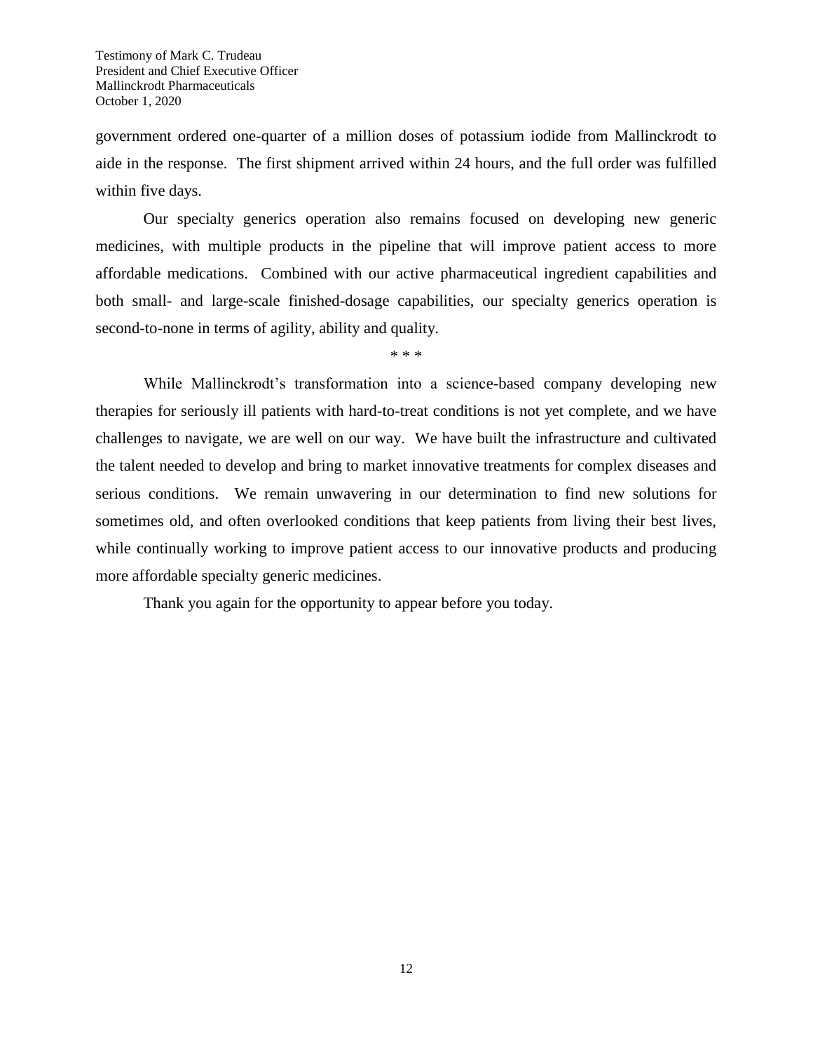government ordered one-quarter of a million doses of potassium iodide from Mallinckrodt to aide in the response. The first shipment arrived within 24 hours, and the full order was fulfilled within five days.

Our specialty generics operation also remains focused on developing new generic medicines, with multiple products in the pipeline that will improve patient access to more affordable medications. Combined with our active pharmaceutical ingredient capabilities and both small- and large-scale finished-dosage capabilities, our specialty generics operation is second-to-none in terms of agility, ability and quality.

\* \* \*

While Mallinckrodt's transformation into a science-based company developing new therapies for seriously ill patients with hard-to-treat conditions is not yet complete, and we have challenges to navigate, we are well on our way. We have built the infrastructure and cultivated the talent needed to develop and bring to market innovative treatments for complex diseases and serious conditions. We remain unwavering in our determination to find new solutions for sometimes old, and often overlooked conditions that keep patients from living their best lives, while continually working to improve patient access to our innovative products and producing more affordable specialty generic medicines.

Thank you again for the opportunity to appear before you today.